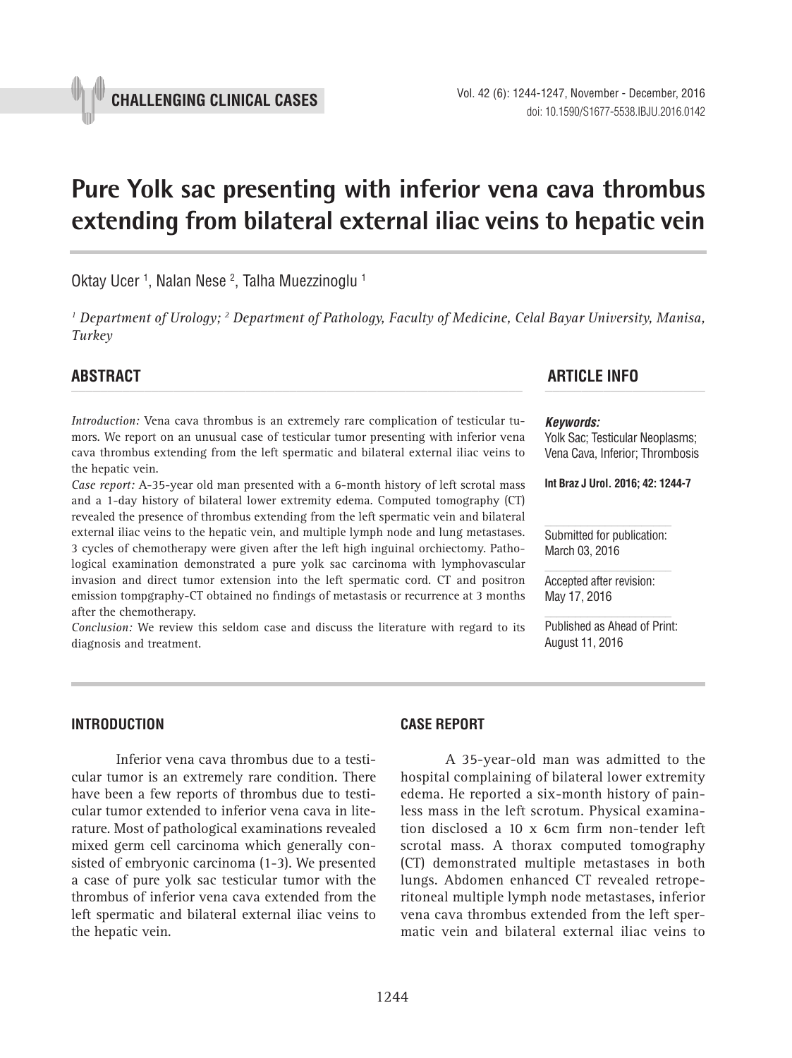CHALLENGING CLINICAL CASES

# Pure Yolk sac presenting with inferior vena cava thrombus extending from bilateral external iliac veins to hepatic vein

Oktay Ucer [1], Nalan Nese [2], Talha Muezzinoglu [1]

*[1] Department of Urology; [2] Department of Pathology, Faculty of Medicine, Celal Bayar University, Manisa, Turkey*

## ABSTRACT

*Introduction:* Vena cava thrombus is an extremely rare complication of testicular tumors. We report on an unusual case of testicular tumor presenting with inferior vena cava thrombus extending from the left spermatic and bilateral external iliac veins to the hepatic vein.

*Case report:* A-35-year old man presented with a 6-month history of left scrotal mass and a 1-day history of bilateral lower extremity edema. Computed tomography (CT) revealed the presence of thrombus extending from the left spermatic vein and bilateral external iliac veins to the hepatic vein, and multiple lymph node and lung metastases. 3 cycles of chemotherapy were given after the left high inguinal orchiectomy. Pathological examination demonstrated a pure yolk sac carcinoma with lymphovascular invasion and direct tumor extension into the left spermatic cord. CT and positron emission tompgraphy-CT obtained no findings of metastasis or recurrence at 3 months after the chemotherapy.

*Conclusion:* We review this seldom case and discuss the literature with regard to its diagnosis and treatment.

## ARTICLE INFO

***Keywords:***
Yolk Sac; Testicular Neoplasms; Vena Cava, Inferior; Thrombosis

**Int Braz J Urol. 2016; 42: 1244-7**

Submitted for publication:
March 03, 2016

Accepted after revision:
May 17, 2016

Published as Ahead of Print:
August 11, 2016

## INTRODUCTION

Inferior vena cava thrombus due to a testicular tumor is an extremely rare condition. There have been a few reports of thrombus due to testicular tumor extended to inferior vena cava in literature. Most of pathological examinations revealed mixed germ cell carcinoma which generally consisted of embryonic carcinoma (1-3). We presented a case of pure yolk sac testicular tumor with the thrombus of inferior vena cava extended from the left spermatic and bilateral external iliac veins to the hepatic vein.

## CASE REPORT

A 35-year-old man was admitted to the hospital complaining of bilateral lower extremity edema. He reported a six-month history of painless mass in the left scrotum. Physical examination disclosed a 10 x 6cm firm non-tender left scrotal mass. A thorax computed tomography (CT) demonstrated multiple metastases in both lungs. Abdomen enhanced CT revealed retroperitoneal multiple lymph node metastases, inferior vena cava thrombus extended from the left spermatic vein and bilateral external iliac veins to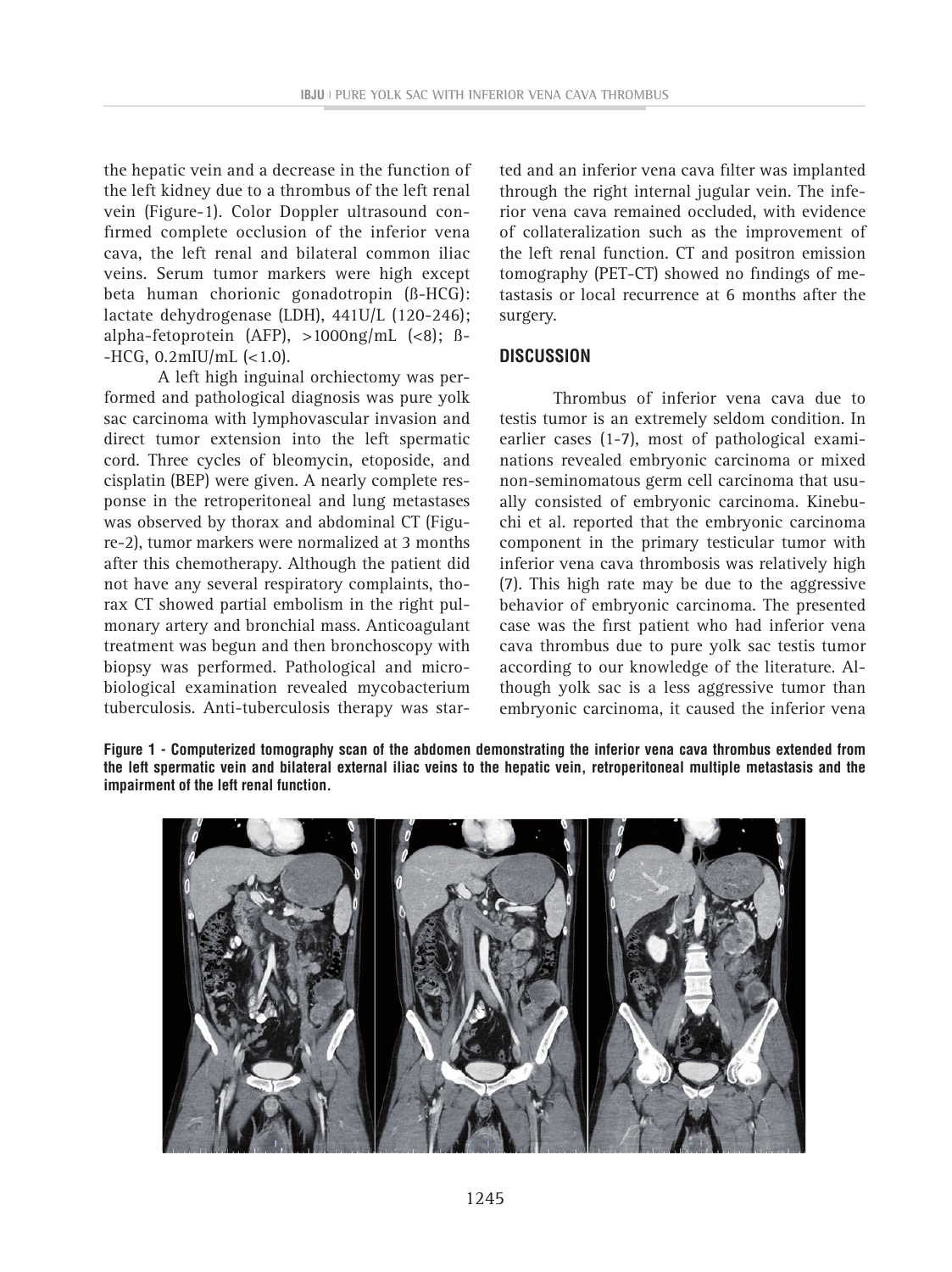the hepatic vein and a decrease in the function of the left kidney due to a thrombus of the left renal vein (Figure-1). Color Doppler ultrasound confirmed complete occlusion of the inferior vena cava, the left renal and bilateral common iliac veins. Serum tumor markers were high except beta human chorionic gonadotropin (ß-HCG): lactate dehydrogenase (LDH), 441U/L (120-246); alpha-fetoprotein (AFP), >1000ng/mL (<8); ß-HCG, 0.2mIU/mL (<1.0).

A left high inguinal orchiectomy was performed and pathological diagnosis was pure yolk sac carcinoma with lymphovascular invasion and direct tumor extension into the left spermatic cord. Three cycles of bleomycin, etoposide, and cisplatin (BEP) were given. A nearly complete response in the retroperitoneal and lung metastases was observed by thorax and abdominal CT (Figure-2), tumor markers were normalized at 3 months after this chemotherapy. Although the patient did not have any several respiratory complaints, thorax CT showed partial embolism in the right pulmonary artery and bronchial mass. Anticoagulant treatment was begun and then bronchoscopy with biopsy was performed. Pathological and microbiological examination revealed mycobacterium tuberculosis. Anti-tuberculosis therapy was started and an inferior vena cava filter was implanted through the right internal jugular vein. The inferior vena cava remained occluded, with evidence of collateralization such as the improvement of the left renal function. CT and positron emission tomography (PET-CT) showed no findings of metastasis or local recurrence at 6 months after the surgery.

## DISCUSSION

Thrombus of inferior vena cava due to testis tumor is an extremely seldom condition. In earlier cases (1-7), most of pathological examinations revealed embryonic carcinoma or mixed non-seminomatous germ cell carcinoma that usually consisted of embryonic carcinoma. Kinebuchi et al. reported that the embryonic carcinoma component in the primary testicular tumor with inferior vena cava thrombosis was relatively high (7). This high rate may be due to the aggressive behavior of embryonic carcinoma. The presented case was the first patient who had inferior vena cava thrombus due to pure yolk sac testis tumor according to our knowledge of the literature. Although yolk sac is a less aggressive tumor than embryonic carcinoma, it caused the inferior vena

**Figure 1 - Computerized tomography scan of the abdomen demonstrating the inferior vena cava thrombus extended from the left spermatic vein and bilateral external iliac veins to the hepatic vein, retroperitoneal multiple metastasis and the impairment of the left renal function.**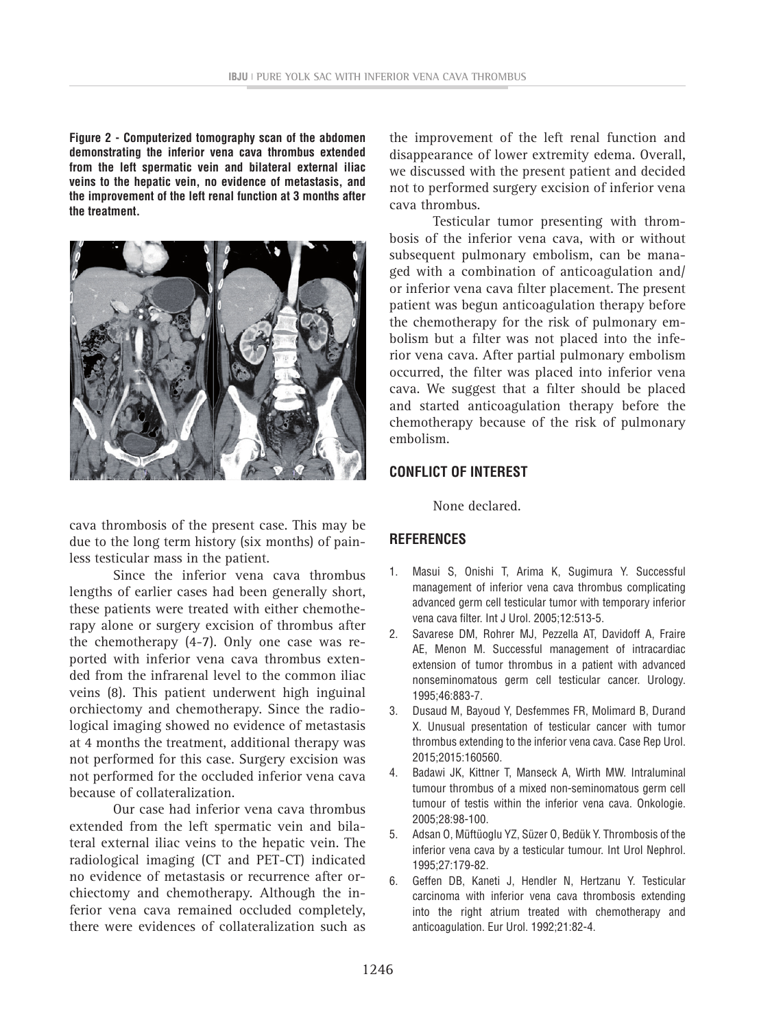**Figure 2 - Computerized tomography scan of the abdomen demonstrating the inferior vena cava thrombus extended from the left spermatic vein and bilateral external iliac veins to the hepatic vein, no evidence of metastasis, and the improvement of the left renal function at 3 months after the treatment.**

cava thrombosis of the present case. This may be due to the long term history (six months) of painless testicular mass in the patient.

Since the inferior vena cava thrombus lengths of earlier cases had been generally short, these patients were treated with either chemotherapy alone or surgery excision of thrombus after the chemotherapy (4-7). Only one case was reported with inferior vena cava thrombus extended from the infrarenal level to the common iliac veins (8). This patient underwent high inguinal orchiectomy and chemotherapy. Since the radiological imaging showed no evidence of metastasis at 4 months the treatment, additional therapy was not performed for this case. Surgery excision was not performed for the occluded inferior vena cava because of collateralization.

Our case had inferior vena cava thrombus extended from the left spermatic vein and bilateral external iliac veins to the hepatic vein. The radiological imaging (CT and PET-CT) indicated no evidence of metastasis or recurrence after orchiectomy and chemotherapy. Although the inferior vena cava remained occluded completely, there were evidences of collateralization such as the improvement of the left renal function and disappearance of lower extremity edema. Overall, we discussed with the present patient and decided not to performed surgery excision of inferior vena cava thrombus.

Testicular tumor presenting with thrombosis of the inferior vena cava, with or without subsequent pulmonary embolism, can be managed with a combination of anticoagulation and/or inferior vena cava filter placement. The present patient was begun anticoagulation therapy before the chemotherapy for the risk of pulmonary embolism but a filter was not placed into the inferior vena cava. After partial pulmonary embolism occurred, the filter was placed into inferior vena cava. We suggest that a filter should be placed and started anticoagulation therapy before the chemotherapy because of the risk of pulmonary embolism.

## CONFLICT OF INTEREST

None declared.

## REFERENCES

1. Masui S, Onishi T, Arima K, Sugimura Y. Successful management of inferior vena cava thrombus complicating advanced germ cell testicular tumor with temporary inferior vena cava filter. Int J Urol. 2005;12:513-5.
2. Savarese DM, Rohrer MJ, Pezzella AT, Davidoff A, Fraire AE, Menon M. Successful management of intracardiac extension of tumor thrombus in a patient with advanced nonseminomatous germ cell testicular cancer. Urology. 1995;46:883-7.
3. Dusaud M, Bayoud Y, Desfemmes FR, Molimard B, Durand X. Unusual presentation of testicular cancer with tumor thrombus extending to the inferior vena cava. Case Rep Urol. 2015;2015:160560.
4. Badawi JK, Kittner T, Manseck A, Wirth MW. Intraluminal tumour thrombus of a mixed non-seminomatous germ cell tumour of testis within the inferior vena cava. Onkologie. 2005;28:98-100.
5. Adsan O, Müftüoglu YZ, Süzer O, Bedük Y. Thrombosis of the inferior vena cava by a testicular tumour. Int Urol Nephrol. 1995;27:179-82.
6. Geffen DB, Kaneti J, Hendler N, Hertzanu Y. Testicular carcinoma with inferior vena cava thrombosis extending into the right atrium treated with chemotherapy and anticoagulation. Eur Urol. 1992;21:82-4.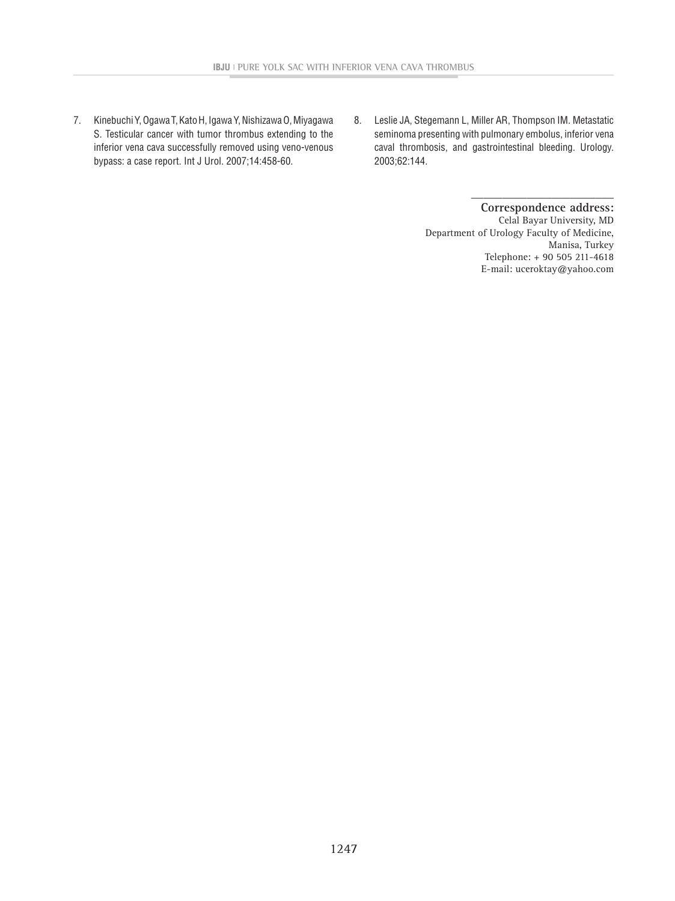7. Kinebuchi Y, Ogawa T, Kato H, Igawa Y, Nishizawa O, Miyagawa S. Testicular cancer with tumor thrombus extending to the inferior vena cava successfully removed using veno-venous bypass: a case report. Int J Urol. 2007;14:458-60.

8. Leslie JA, Stegemann L, Miller AR, Thompson IM. Metastatic seminoma presenting with pulmonary embolus, inferior vena caval thrombosis, and gastrointestinal bleeding. Urology. 2003;62:144.

---

**Correspondence address:**
Celal Bayar University, MD
Department of Urology Faculty of Medicine,
Manisa, Turkey
Telephone: + 90 505 211-4618
E-mail: uceroktay@yahoo.com